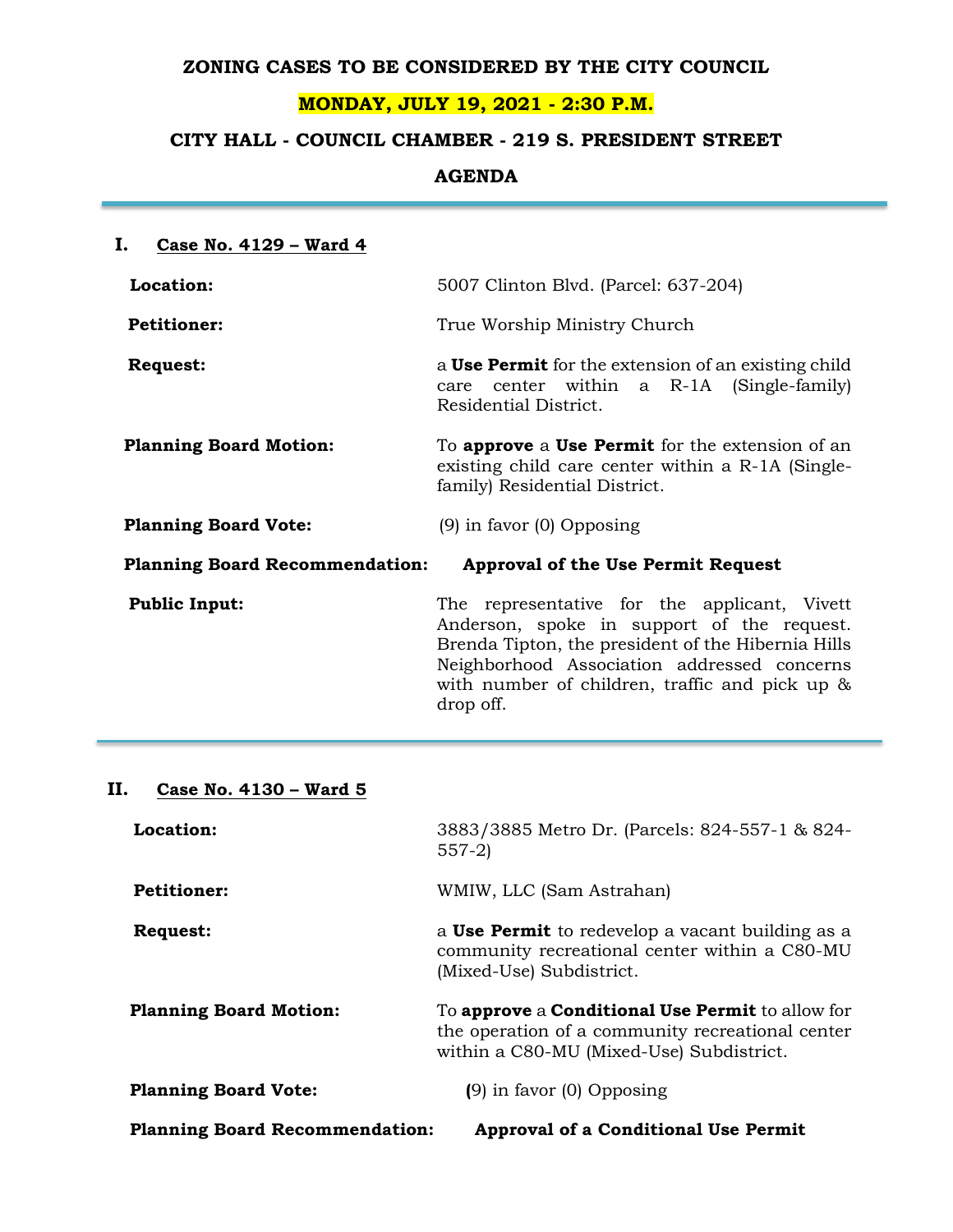# ZONING CASES TO BE CONSIDERED BY THE CITY COUNCIL

## MONDAY, JULY 19, 2021 - 2:30 P.M.

## CITY HALL - COUNCIL CHAMBER - 219 S. PRESIDENT STREET

## AGENDA

---

## I. Case No. 4129 – Ward 4

**Location:** 5007 Clinton Blvd. (Parcel: 637-204)

**Petitioner:** True Worship Ministry Church

**Request:** a **Use Permit** for the extension of an existing child care center within a R-1A (Single-family) Residential District.

**Planning Board Motion:** To **approve** a **Use Permit** for the extension of an existing child care center within a R-1A (Single-family) Residential District.

**Planning Board Vote:** (9) in favor (0) Opposing

**Planning Board Recommendation:** **Approval of the Use Permit Request**

**Public Input:** The representative for the applicant, Vivett Anderson, spoke in support of the request. Brenda Tipton, the president of the Hibernia Hills Neighborhood Association addressed concerns with number of children, traffic and pick up & drop off.

---

## II. Case No. 4130 – Ward 5

**Location:** 3883/3885 Metro Dr. (Parcels: 824-557-1 & 824-557-2)

**Petitioner:** WMIW, LLC (Sam Astrahan)

**Request:** a **Use Permit** to redevelop a vacant building as a community recreational center within a C80-MU (Mixed-Use) Subdistrict.

**Planning Board Motion:** To **approve** a **Conditional Use Permit** to allow for the operation of a community recreational center within a C80-MU (Mixed-Use) Subdistrict.

**Planning Board Vote:** (9) in favor (0) Opposing

**Planning Board Recommendation:** **Approval of a Conditional Use Permit**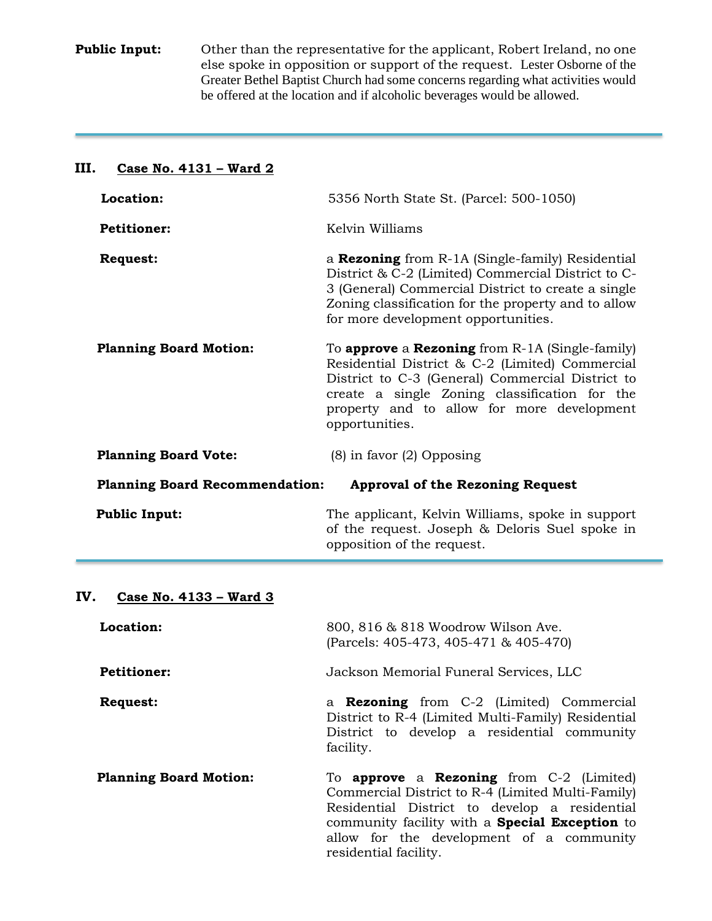**Public Input:** Other than the representative for the applicant, Robert Ireland, no one else spoke in opposition or support of the request. Lester Osborne of the Greater Bethel Baptist Church had some concerns regarding what activities would be offered at the location and if alcoholic beverages would be allowed.

---

## III. Case No. 4131 – Ward 2

**Location:** 5356 North State St. (Parcel: 500-1050)

**Petitioner:** Kelvin Williams

**Request:** a **Rezoning** from R-1A (Single-family) Residential District & C-2 (Limited) Commercial District to C-3 (General) Commercial District to create a single Zoning classification for the property and to allow for more development opportunities.

**Planning Board Motion:** To **approve** a **Rezoning** from R-1A (Single-family) Residential District & C-2 (Limited) Commercial District to C-3 (General) Commercial District to create a single Zoning classification for the property and to allow for more development opportunities.

**Planning Board Vote:** (8) in favor (2) Opposing

**Planning Board Recommendation:** **Approval of the Rezoning Request**

**Public Input:** The applicant, Kelvin Williams, spoke in support of the request. Joseph & Deloris Suel spoke in opposition of the request.

---

## IV. Case No. 4133 – Ward 3

**Location:** 800, 816 & 818 Woodrow Wilson Ave. (Parcels: 405-473, 405-471 & 405-470)

**Petitioner:** Jackson Memorial Funeral Services, LLC

**Request:** a **Rezoning** from C-2 (Limited) Commercial District to R-4 (Limited Multi-Family) Residential District to develop a residential community facility.

**Planning Board Motion:** To **approve** a **Rezoning** from C-2 (Limited) Commercial District to R-4 (Limited Multi-Family) Residential District to develop a residential community facility with a **Special Exception** to allow for the development of a community residential facility.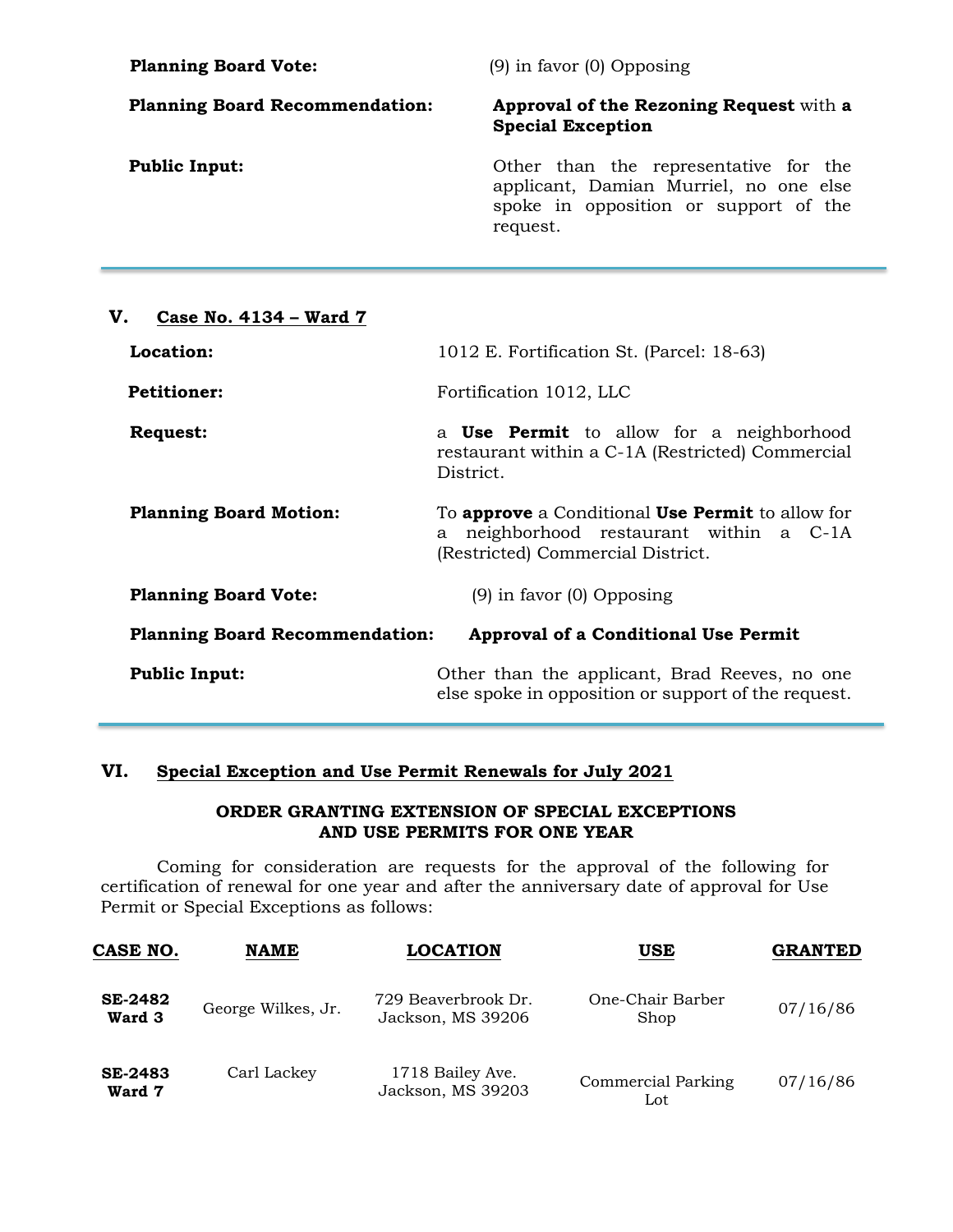**Planning Board Vote:** (9) in favor (0) Opposing

**Planning Board Recommendation:** **Approval of the Rezoning Request** with **a Special Exception**

**Public Input:** Other than the representative for the applicant, Damian Murriel, no one else spoke in opposition or support of the request.

---

## V. Case No. 4134 – Ward 7

**Location:** 1012 E. Fortification St. (Parcel: 18-63)

**Petitioner:** Fortification 1012, LLC

**Request:** a **Use Permit** to allow for a neighborhood restaurant within a C-1A (Restricted) Commercial District.

**Planning Board Motion:** To **approve** a Conditional **Use Permit** to allow for a neighborhood restaurant within a C-1A (Restricted) Commercial District.

**Planning Board Vote:** (9) in favor (0) Opposing

**Planning Board Recommendation:** **Approval of a Conditional Use Permit**

**Public Input:** Other than the applicant, Brad Reeves, no one else spoke in opposition or support of the request.

---

## VI. Special Exception and Use Permit Renewals for July 2021

**ORDER GRANTING EXTENSION OF SPECIAL EXCEPTIONS AND USE PERMITS FOR ONE YEAR**

Coming for consideration are requests for the approval of the following for certification of renewal for one year and after the anniversary date of approval for Use Permit or Special Exceptions as follows:

| CASE NO. | NAME | LOCATION | USE | GRANTED |
|---|---|---|---|---|
| **SE-2482 Ward 3** | George Wilkes, Jr. | 729 Beaverbrook Dr. Jackson, MS 39206 | One-Chair Barber Shop | 07/16/86 |
| **SE-2483 Ward 7** | Carl Lackey | 1718 Bailey Ave. Jackson, MS 39203 | Commercial Parking Lot | 07/16/86 |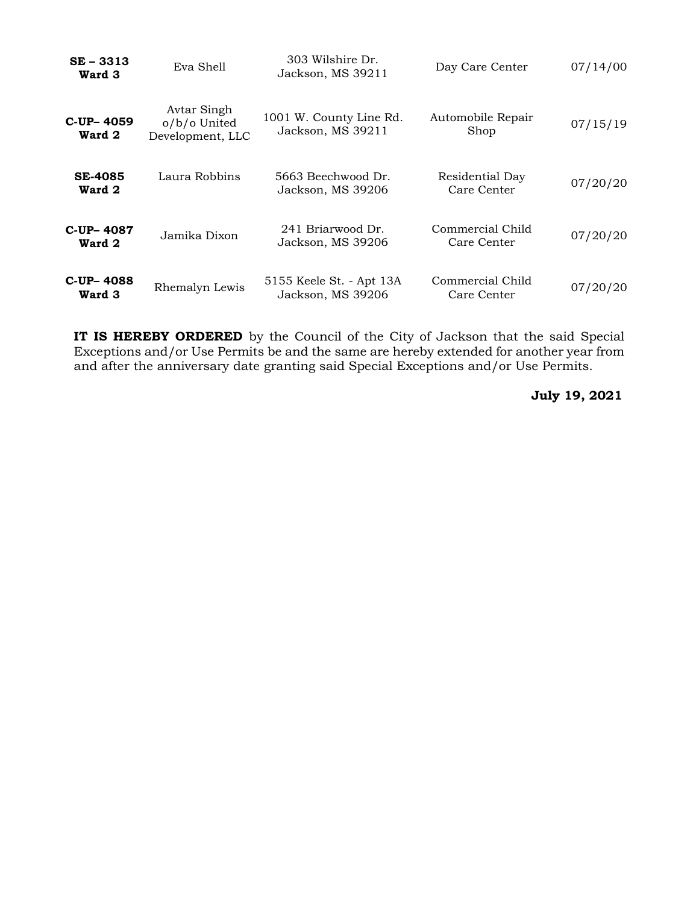| | | | | |
|---|---|---|---|---|
| **SE – 3313 Ward 3** | Eva Shell | 303 Wilshire Dr. Jackson, MS 39211 | Day Care Center | 07/14/00 |
| **C-UP– 4059 Ward 2** | Avtar Singh o/b/o United Development, LLC | 1001 W. County Line Rd. Jackson, MS 39211 | Automobile Repair Shop | 07/15/19 |
| **SE-4085 Ward 2** | Laura Robbins | 5663 Beechwood Dr. Jackson, MS 39206 | Residential Day Care Center | 07/20/20 |
| **C-UP– 4087 Ward 2** | Jamika Dixon | 241 Briarwood Dr. Jackson, MS 39206 | Commercial Child Care Center | 07/20/20 |
| **C-UP– 4088 Ward 3** | Rhemalyn Lewis | 5155 Keele St. - Apt 13A Jackson, MS 39206 | Commercial Child Care Center | 07/20/20 |

**IT IS HEREBY ORDERED** by the Council of the City of Jackson that the said Special Exceptions and/or Use Permits be and the same are hereby extended for another year from and after the anniversary date granting said Special Exceptions and/or Use Permits.

**July 19, 2021**